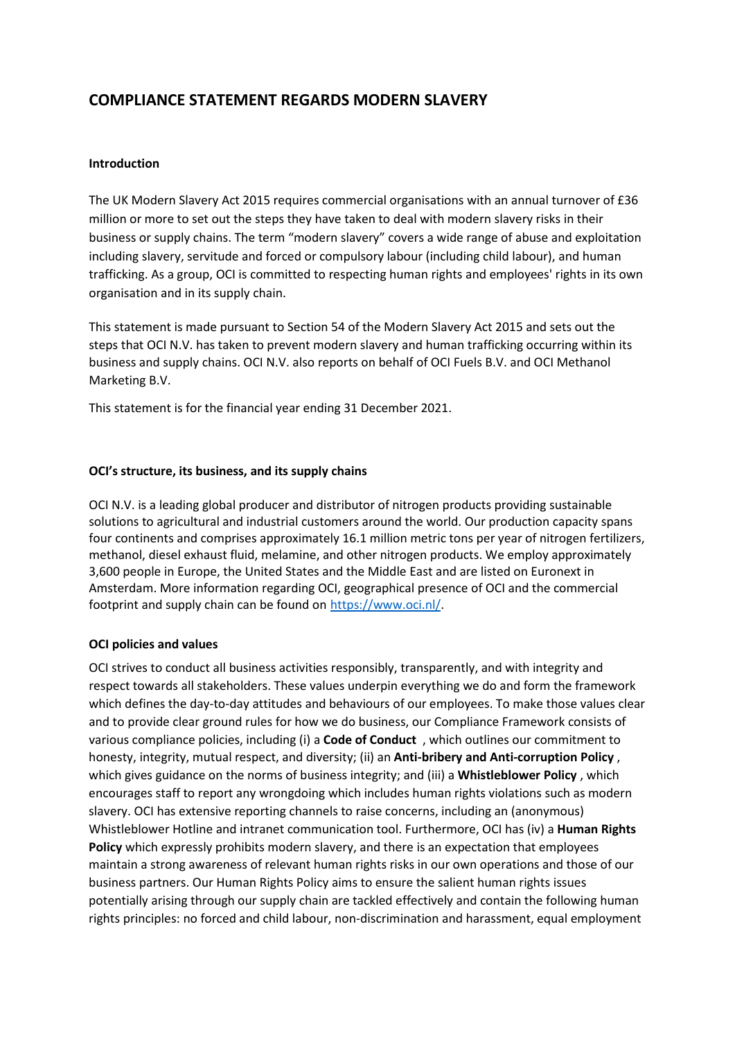# COMPLIANCE STATEMENT REGARDS MODERN SLAVERY

**Introduction**

The UK Modern Slavery Act 2015 requires commercial organisations with an annual turnover of £36 million or more to set out the steps they have taken to deal with modern slavery risks in their business or supply chains. The term "modern slavery" covers a wide range of abuse and exploitation including slavery, servitude and forced or compulsory labour (including child labour), and human trafficking. As a group, OCI is committed to respecting human rights and employees' rights in its own organisation and in its supply chain.

This statement is made pursuant to Section 54 of the Modern Slavery Act 2015 and sets out the steps that OCI N.V. has taken to prevent modern slavery and human trafficking occurring within its business and supply chains. OCI N.V. also reports on behalf of OCI Fuels B.V. and OCI Methanol Marketing B.V.

This statement is for the financial year ending 31 December 2021.

**OCI's structure, its business, and its supply chains**

OCI N.V. is a leading global producer and distributor of nitrogen products providing sustainable solutions to agricultural and industrial customers around the world. Our production capacity spans four continents and comprises approximately 16.1 million metric tons per year of nitrogen fertilizers, methanol, diesel exhaust fluid, melamine, and other nitrogen products. We employ approximately 3,600 people in Europe, the United States and the Middle East and are listed on Euronext in Amsterdam. More information regarding OCI, geographical presence of OCI and the commercial footprint and supply chain can be found on https://www.oci.nl/.

**OCI policies and values**

OCI strives to conduct all business activities responsibly, transparently, and with integrity and respect towards all stakeholders. These values underpin everything we do and form the framework which defines the day-to-day attitudes and behaviours of our employees. To make those values clear and to provide clear ground rules for how we do business, our Compliance Framework consists of various compliance policies, including (i) a **Code of Conduct** , which outlines our commitment to honesty, integrity, mutual respect, and diversity; (ii) an **Anti-bribery and Anti-corruption Policy** , which gives guidance on the norms of business integrity; and (iii) a **Whistleblower Policy** , which encourages staff to report any wrongdoing which includes human rights violations such as modern slavery. OCI has extensive reporting channels to raise concerns, including an (anonymous) Whistleblower Hotline and intranet communication tool. Furthermore, OCI has (iv) a **Human Rights Policy** which expressly prohibits modern slavery, and there is an expectation that employees maintain a strong awareness of relevant human rights risks in our own operations and those of our business partners. Our Human Rights Policy aims to ensure the salient human rights issues potentially arising through our supply chain are tackled effectively and contain the following human rights principles: no forced and child labour, non-discrimination and harassment, equal employment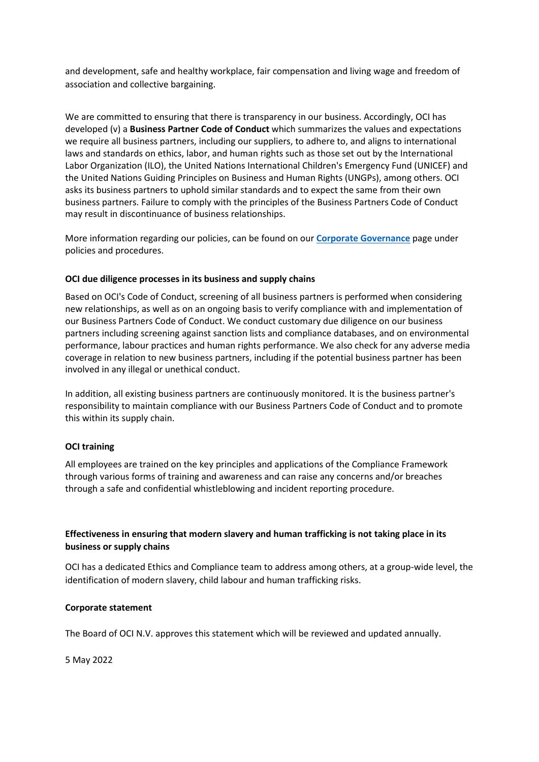and development, safe and healthy workplace, fair compensation and living wage and freedom of association and collective bargaining.

We are committed to ensuring that there is transparency in our business. Accordingly, OCI has developed (v) a **Business Partner Code of Conduct** which summarizes the values and expectations we require all business partners, including our suppliers, to adhere to, and aligns to international laws and standards on ethics, labor, and human rights such as those set out by the International Labor Organization (ILO), the United Nations International Children's Emergency Fund (UNICEF) and the United Nations Guiding Principles on Business and Human Rights (UNGPs), among others. OCI asks its business partners to uphold similar standards and to expect the same from their own business partners. Failure to comply with the principles of the Business Partners Code of Conduct may result in discontinuance of business relationships.

More information regarding our policies, can be found on our **Corporate Governance** page under policies and procedures.

**OCI due diligence processes in its business and supply chains**

Based on OCI's Code of Conduct, screening of all business partners is performed when considering new relationships, as well as on an ongoing basis to verify compliance with and implementation of our Business Partners Code of Conduct. We conduct customary due diligence on our business partners including screening against sanction lists and compliance databases, and on environmental performance, labour practices and human rights performance. We also check for any adverse media coverage in relation to new business partners, including if the potential business partner has been involved in any illegal or unethical conduct.

In addition, all existing business partners are continuously monitored. It is the business partner's responsibility to maintain compliance with our Business Partners Code of Conduct and to promote this within its supply chain.

**OCI training**

All employees are trained on the key principles and applications of the Compliance Framework through various forms of training and awareness and can raise any concerns and/or breaches through a safe and confidential whistleblowing and incident reporting procedure.

**Effectiveness in ensuring that modern slavery and human trafficking is not taking place in its business or supply chains**

OCI has a dedicated Ethics and Compliance team to address among others, at a group-wide level, the identification of modern slavery, child labour and human trafficking risks.

**Corporate statement**

The Board of OCI N.V. approves this statement which will be reviewed and updated annually.

5 May 2022